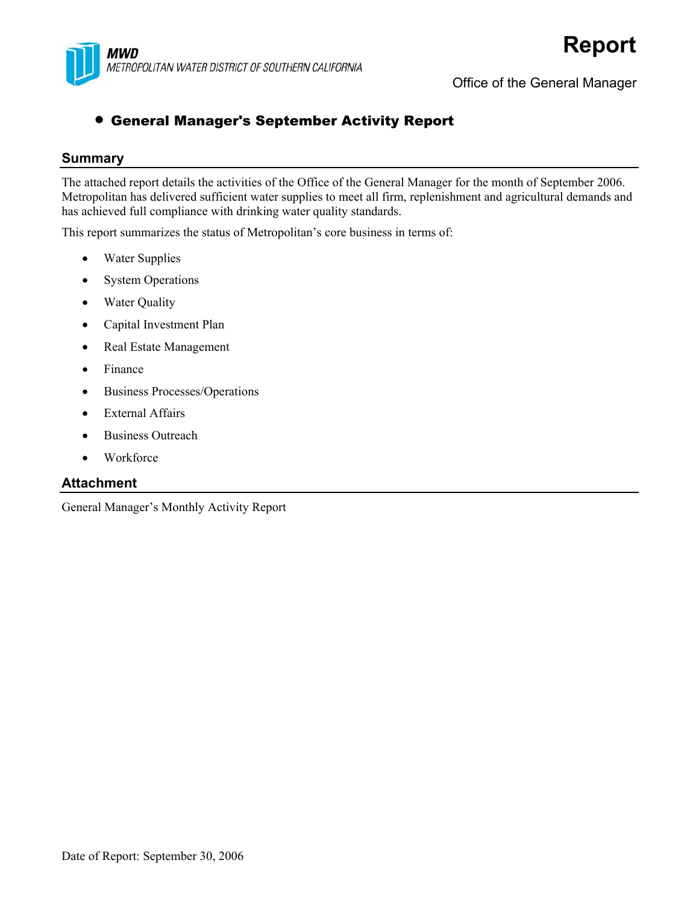MWD
METROPOLITAN WATER DISTRICT OF SOUTHERN CALIFORNIA

# Report

Office of the General Manager

- **General Manager's September Activity Report**

## Summary

The attached report details the activities of the Office of the General Manager for the month of September 2006. Metropolitan has delivered sufficient water supplies to meet all firm, replenishment and agricultural demands and has achieved full compliance with drinking water quality standards.

This report summarizes the status of Metropolitan's core business in terms of:

- Water Supplies
- System Operations
- Water Quality
- Capital Investment Plan
- Real Estate Management
- Finance
- Business Processes/Operations
- External Affairs
- Business Outreach
- Workforce

## Attachment

General Manager's Monthly Activity Report

Date of Report: September 30, 2006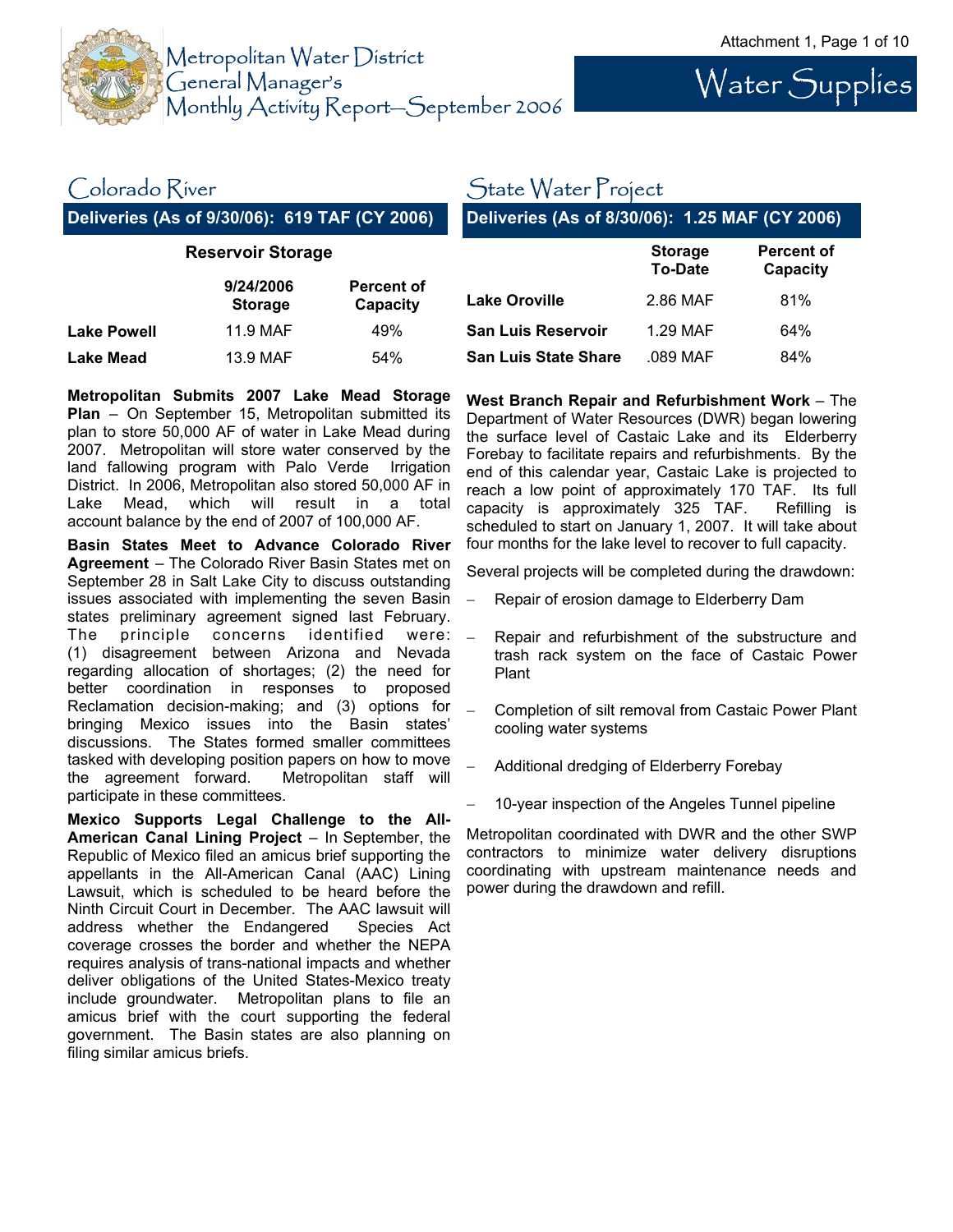Metropolitan Water District
General Manager's
Monthly Activity Report—September 2006

# Water Supplies

## Colorado River

**Deliveries (As of 9/30/06): 619 TAF (CY 2006)**

**Reservoir Storage**

| | 9/24/2006 Storage | Percent of Capacity |
|---|---|---|
| **Lake Powell** | 11.9 MAF | 49% |
| **Lake Mead** | 13.9 MAF | 54% |

**Metropolitan Submits 2007 Lake Mead Storage Plan** – On September 15, Metropolitan submitted its plan to store 50,000 AF of water in Lake Mead during 2007. Metropolitan will store water conserved by the land fallowing program with Palo Verde Irrigation District. In 2006, Metropolitan also stored 50,000 AF in Lake Mead, which will result in a total account balance by the end of 2007 of 100,000 AF.

**Basin States Meet to Advance Colorado River Agreement** – The Colorado River Basin States met on September 28 in Salt Lake City to discuss outstanding issues associated with implementing the seven Basin states preliminary agreement signed last February. The principle concerns identified were: (1) disagreement between Arizona and Nevada regarding allocation of shortages; (2) the need for better coordination in responses to proposed Reclamation decision-making; and (3) options for bringing Mexico issues into the Basin states' discussions. The States formed smaller committees tasked with developing position papers on how to move the agreement forward. Metropolitan staff will participate in these committees.

**Mexico Supports Legal Challenge to the All-American Canal Lining Project** – In September, the Republic of Mexico filed an amicus brief supporting the appellants in the All-American Canal (AAC) Lining Lawsuit, which is scheduled to be heard before the Ninth Circuit Court in December. The AAC lawsuit will address whether the Endangered Species Act coverage crosses the border and whether the NEPA requires analysis of trans-national impacts and whether deliver obligations of the United States-Mexico treaty include groundwater. Metropolitan plans to file an amicus brief with the court supporting the federal government. The Basin states are also planning on filing similar amicus briefs.

## State Water Project

**Deliveries (As of 8/30/06): 1.25 MAF (CY 2006)**

| | Storage To-Date | Percent of Capacity |
|---|---|---|
| **Lake Oroville** | 2.86 MAF | 81% |
| **San Luis Reservoir** | 1.29 MAF | 64% |
| **San Luis State Share** | .089 MAF | 84% |

**West Branch Repair and Refurbishment Work** – The Department of Water Resources (DWR) began lowering the surface level of Castaic Lake and its Elderberry Forebay to facilitate repairs and refurbishments. By the end of this calendar year, Castaic Lake is projected to reach a low point of approximately 170 TAF. Its full capacity is approximately 325 TAF. Refilling is scheduled to start on January 1, 2007. It will take about four months for the lake level to recover to full capacity.

Several projects will be completed during the drawdown:

- Repair of erosion damage to Elderberry Dam
- Repair and refurbishment of the substructure and trash rack system on the face of Castaic Power Plant
- Completion of silt removal from Castaic Power Plant cooling water systems
- Additional dredging of Elderberry Forebay
- 10-year inspection of the Angeles Tunnel pipeline

Metropolitan coordinated with DWR and the other SWP contractors to minimize water delivery disruptions coordinating with upstream maintenance needs and power during the drawdown and refill.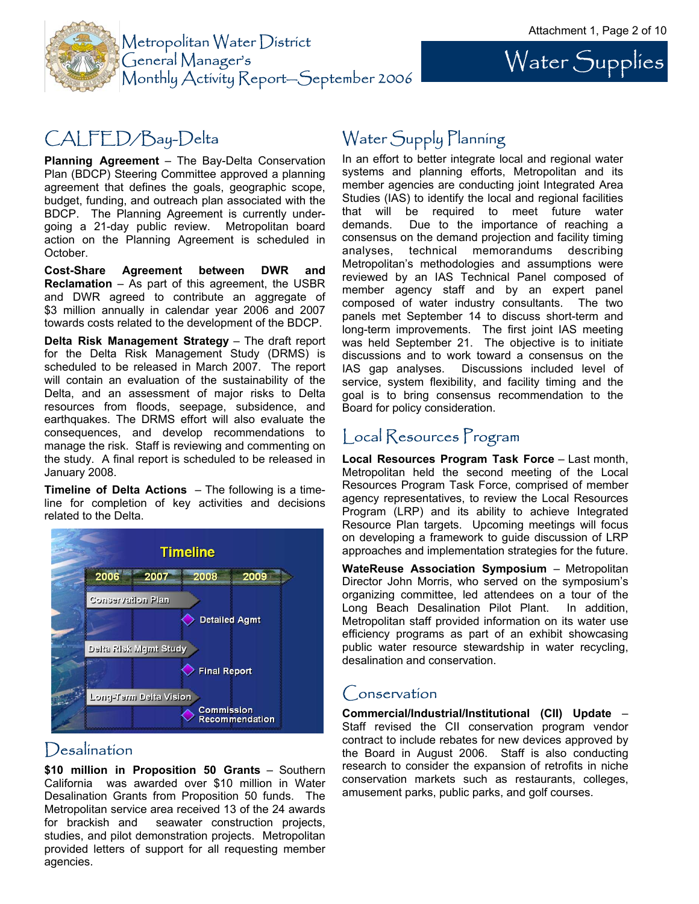## CALFED/Bay-Delta

**Planning Agreement** – The Bay-Delta Conservation Plan (BDCP) Steering Committee approved a planning agreement that defines the goals, geographic scope, budget, funding, and outreach plan associated with the BDCP. The Planning Agreement is currently undergoing a 21-day public review. Metropolitan board action on the Planning Agreement is scheduled in October.

**Cost-Share Agreement between DWR and Reclamation** – As part of this agreement, the USBR and DWR agreed to contribute an aggregate of $3 million annually in calendar year 2006 and 2007 towards costs related to the development of the BDCP.

**Delta Risk Management Strategy** – The draft report for the Delta Risk Management Study (DRMS) is scheduled to be released in March 2007. The report will contain an evaluation of the sustainability of the Delta, and an assessment of major risks to Delta resources from floods, seepage, subsidence, and earthquakes. The DRMS effort will also evaluate the consequences, and develop recommendations to manage the risk. Staff is reviewing and commenting on the study. A final report is scheduled to be released in January 2008.

**Timeline of Delta Actions** – The following is a timeline for completion of key activities and decisions related to the Delta.

Timeline

2006 | 2007 | 2008 | 2009

- Conservation Plan → Detailed Agmt
- Delta Risk Mgmt Study → Final Report
- Long-Term Delta Vision → Commission Recommendation

## Desalination

**$10 million in Proposition 50 Grants** – Southern California was awarded over $10 million in Water Desalination Grants from Proposition 50 funds. The Metropolitan service area received 13 of the 24 awards for brackish and seawater construction projects, studies, and pilot demonstration projects. Metropolitan provided letters of support for all requesting member agencies.

## Water Supply Planning

In an effort to better integrate local and regional water systems and planning efforts, Metropolitan and its member agencies are conducting joint Integrated Area Studies (IAS) to identify the local and regional facilities that will be required to meet future water demands. Due to the importance of reaching a consensus on the demand projection and facility timing analyses, technical memorandums describing Metropolitan's methodologies and assumptions were reviewed by an IAS Technical Panel composed of member agency staff and by an expert panel composed of water industry consultants. The two panels met September 14 to discuss short-term and long-term improvements. The first joint IAS meeting was held September 21. The objective is to initiate discussions and to work toward a consensus on the IAS gap analyses. Discussions included level of service, system flexibility, and facility timing and the goal is to bring consensus recommendation to the Board for policy consideration.

## Local Resources Program

**Local Resources Program Task Force** – Last month, Metropolitan held the second meeting of the Local Resources Program Task Force, comprised of member agency representatives, to review the Local Resources Program (LRP) and its ability to achieve Integrated Resource Plan targets. Upcoming meetings will focus on developing a framework to guide discussion of LRP approaches and implementation strategies for the future.

**WateReuse Association Symposium** – Metropolitan Director John Morris, who served on the symposium's organizing committee, led attendees on a tour of the Long Beach Desalination Pilot Plant. In addition, Metropolitan staff provided information on its water use efficiency programs as part of an exhibit showcasing public water resource stewardship in water recycling, desalination and conservation.

## Conservation

**Commercial/Industrial/Institutional (CII) Update** – Staff revised the CII conservation program vendor contract to include rebates for new devices approved by the Board in August 2006. Staff is also conducting research to consider the expansion of retrofits in niche conservation markets such as restaurants, colleges, amusement parks, public parks, and golf courses.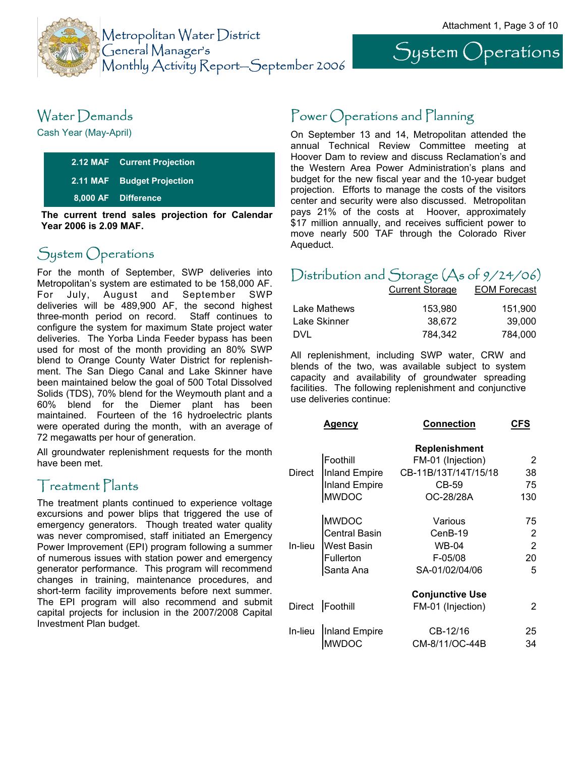# System Operations

## Water Demands

Cash Year (May-April)

| | |
|---|---|
| 2.12 MAF | Current Projection |
| 2.11 MAF | Budget Projection |
| 8,000 AF | Difference |

**The current trend sales projection for Calendar Year 2006 is 2.09 MAF.**

## System Operations

For the month of September, SWP deliveries into Metropolitan's system are estimated to be 158,000 AF. For July, August and September SWP deliveries will be 489,900 AF, the second highest three-month period on record. Staff continues to configure the system for maximum State project water deliveries. The Yorba Linda Feeder bypass has been used for most of the month providing an 80% SWP blend to Orange County Water District for replenishment. The San Diego Canal and Lake Skinner have been maintained below the goal of 500 Total Dissolved Solids (TDS), 70% blend for the Weymouth plant and a 60% blend for the Diemer plant has been maintained. Fourteen of the 16 hydroelectric plants were operated during the month, with an average of 72 megawatts per hour of generation.

All groundwater replenishment requests for the month have been met.

## Treatment Plants

The treatment plants continued to experience voltage excursions and power blips that triggered the use of emergency generators. Though treated water quality was never compromised, staff initiated an Emergency Power Improvement (EPI) program following a summer of numerous issues with station power and emergency generator performance. This program will recommend changes in training, maintenance procedures, and short-term facility improvements before next summer. The EPI program will also recommend and submit capital projects for inclusion in the 2007/2008 Capital Investment Plan budget.

## Power Operations and Planning

On September 13 and 14, Metropolitan attended the annual Technical Review Committee meeting at Hoover Dam to review and discuss Reclamation's and the Western Area Power Administration's plans and budget for the new fiscal year and the 10-year budget projection. Efforts to manage the costs of the visitors center and security were also discussed. Metropolitan pays 21% of the costs at Hoover, approximately $17 million annually, and receives sufficient power to move nearly 500 TAF through the Colorado River Aqueduct.

## Distribution and Storage (As of 9/24/06)

| | Current Storage | EOM Forecast |
|---|---|---|
| Lake Mathews | 153,980 | 151,900 |
| Lake Skinner | 38,672 | 39,000 |
| DVL | 784,342 | 784,000 |

All replenishment, including SWP water, CRW and blends of the two, was available subject to system capacity and availability of groundwater spreading facilities. The following replenishment and conjunctive use deliveries continue:

| | Agency | Connection | CFS |
|---|---|---|---|
| | | **Replenishment** | |
| Direct | Foothill | FM-01 (Injection) | 2 |
| | Inland Empire | CB-11B/13T/14T/15/18 | 38 |
| | Inland Empire | CB-59 | 75 |
| | MWDOC | OC-28/28A | 130 |
| In-lieu | MWDOC | Various | 75 |
| | Central Basin | CenB-19 | 2 |
| | West Basin | WB-04 | 2 |
| | Fullerton | F-05/08 | 20 |
| | Santa Ana | SA-01/02/04/06 | 5 |
| | | **Conjunctive Use** | |
| Direct | Foothill | FM-01 (Injection) | 2 |
| In-lieu | Inland Empire | CB-12/16 | 25 |
| | MWDOC | CM-8/11/OC-44B | 34 |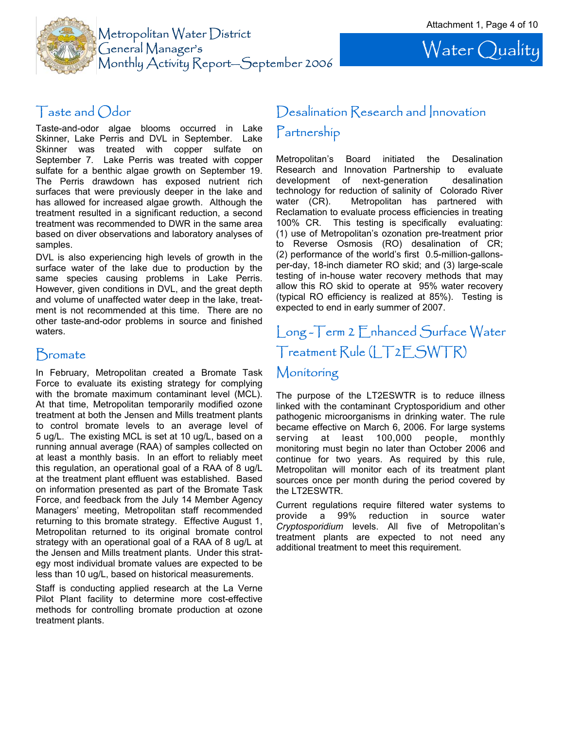# Water Quality

## Taste and Odor

Taste-and-odor algae blooms occurred in Lake Skinner, Lake Perris and DVL in September. Lake Skinner was treated with copper sulfate on September 7. Lake Perris was treated with copper sulfate for a benthic algae growth on September 19. The Perris drawdown has exposed nutrient rich surfaces that were previously deeper in the lake and has allowed for increased algae growth. Although the treatment resulted in a significant reduction, a second treatment was recommended to DWR in the same area based on diver observations and laboratory analyses of samples.

DVL is also experiencing high levels of growth in the surface water of the lake due to production by the same species causing problems in Lake Perris. However, given conditions in DVL, and the great depth and volume of unaffected water deep in the lake, treatment is not recommended at this time. There are no other taste-and-odor problems in source and finished waters.

## Bromate

In February, Metropolitan created a Bromate Task Force to evaluate its existing strategy for complying with the bromate maximum contaminant level (MCL). At that time, Metropolitan temporarily modified ozone treatment at both the Jensen and Mills treatment plants to control bromate levels to an average level of 5 ug/L. The existing MCL is set at 10 ug/L, based on a running annual average (RAA) of samples collected on at least a monthly basis. In an effort to reliably meet this regulation, an operational goal of a RAA of 8 ug/L at the treatment plant effluent was established. Based on information presented as part of the Bromate Task Force, and feedback from the July 14 Member Agency Managers' meeting, Metropolitan staff recommended returning to this bromate strategy. Effective August 1, Metropolitan returned to its original bromate control strategy with an operational goal of a RAA of 8 ug/L at the Jensen and Mills treatment plants. Under this strategy most individual bromate values are expected to be less than 10 ug/L, based on historical measurements.

Staff is conducting applied research at the La Verne Pilot Plant facility to determine more cost-effective methods for controlling bromate production at ozone treatment plants.

## Desalination Research and Innovation Partnership

Metropolitan's Board initiated the Desalination Research and Innovation Partnership to evaluate development of next-generation desalination technology for reduction of salinity of Colorado River water (CR). Metropolitan has partnered with Reclamation to evaluate process efficiencies in treating 100% CR. This testing is specifically evaluating: (1) use of Metropolitan's ozonation pre-treatment prior to Reverse Osmosis (RO) desalination of CR; (2) performance of the world's first 0.5-million-gallons-per-day, 18-inch diameter RO skid; and (3) large-scale testing of in-house water recovery methods that may allow this RO skid to operate at 95% water recovery (typical RO efficiency is realized at 85%). Testing is expected to end in early summer of 2007.

## Long-Term 2 Enhanced Surface Water Treatment Rule (LT2ESWTR) Monitoring

The purpose of the LT2ESWTR is to reduce illness linked with the contaminant Cryptosporidium and other pathogenic microorganisms in drinking water. The rule became effective on March 6, 2006. For large systems serving at least 100,000 people, monthly monitoring must begin no later than October 2006 and continue for two years. As required by this rule, Metropolitan will monitor each of its treatment plant sources once per month during the period covered by the LT2ESWTR.

Current regulations require filtered water systems to provide a 99% reduction in source water *Cryptosporidium* levels. All five of Metropolitan's treatment plants are expected to not need any additional treatment to meet this requirement.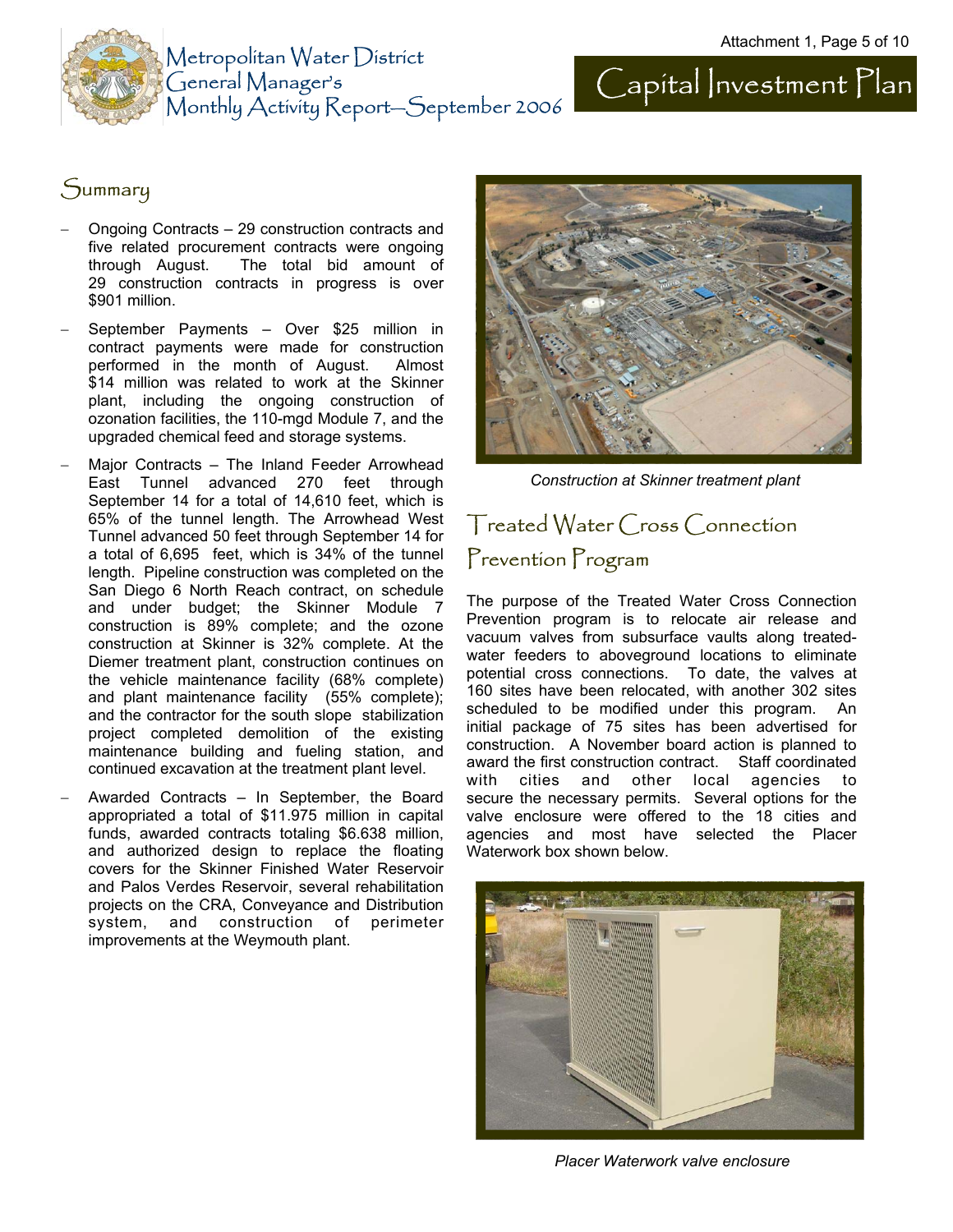# Capital Investment Plan

## Summary

- Ongoing Contracts – 29 construction contracts and five related procurement contracts were ongoing through August. The total bid amount of 29 construction contracts in progress is over $901 million.
- September Payments – Over $25 million in contract payments were made for construction performed in the month of August. Almost $14 million was related to work at the Skinner plant, including the ongoing construction of ozonation facilities, the 110-mgd Module 7, and the upgraded chemical feed and storage systems.
- Major Contracts – The Inland Feeder Arrowhead East Tunnel advanced 270 feet through September 14 for a total of 14,610 feet, which is 65% of the tunnel length. The Arrowhead West Tunnel advanced 50 feet through September 14 for a total of 6,695 feet, which is 34% of the tunnel length. Pipeline construction was completed on the San Diego 6 North Reach contract, on schedule and under budget; the Skinner Module 7 construction is 89% complete; and the ozone construction at Skinner is 32% complete. At the Diemer treatment plant, construction continues on the vehicle maintenance facility (68% complete) and plant maintenance facility (55% complete); and the contractor for the south slope stabilization project completed demolition of the existing maintenance building and fueling station, and continued excavation at the treatment plant level.
- Awarded Contracts – In September, the Board appropriated a total of $11.975 million in capital funds, awarded contracts totaling $6.638 million, and authorized design to replace the floating covers for the Skinner Finished Water Reservoir and Palos Verdes Reservoir, several rehabilitation projects on the CRA, Conveyance and Distribution system, and construction of perimeter improvements at the Weymouth plant.

*Construction at Skinner treatment plant*

## Treated Water Cross Connection Prevention Program

The purpose of the Treated Water Cross Connection Prevention program is to relocate air release and vacuum valves from subsurface vaults along treated-water feeders to aboveground locations to eliminate potential cross connections. To date, the valves at 160 sites have been relocated, with another 302 sites scheduled to be modified under this program. An initial package of 75 sites has been advertised for construction. A November board action is planned to award the first construction contract. Staff coordinated with cities and other local agencies to secure the necessary permits. Several options for the valve enclosure were offered to the 18 cities and agencies and most have selected the Placer Waterwork box shown below.

*Placer Waterwork valve enclosure*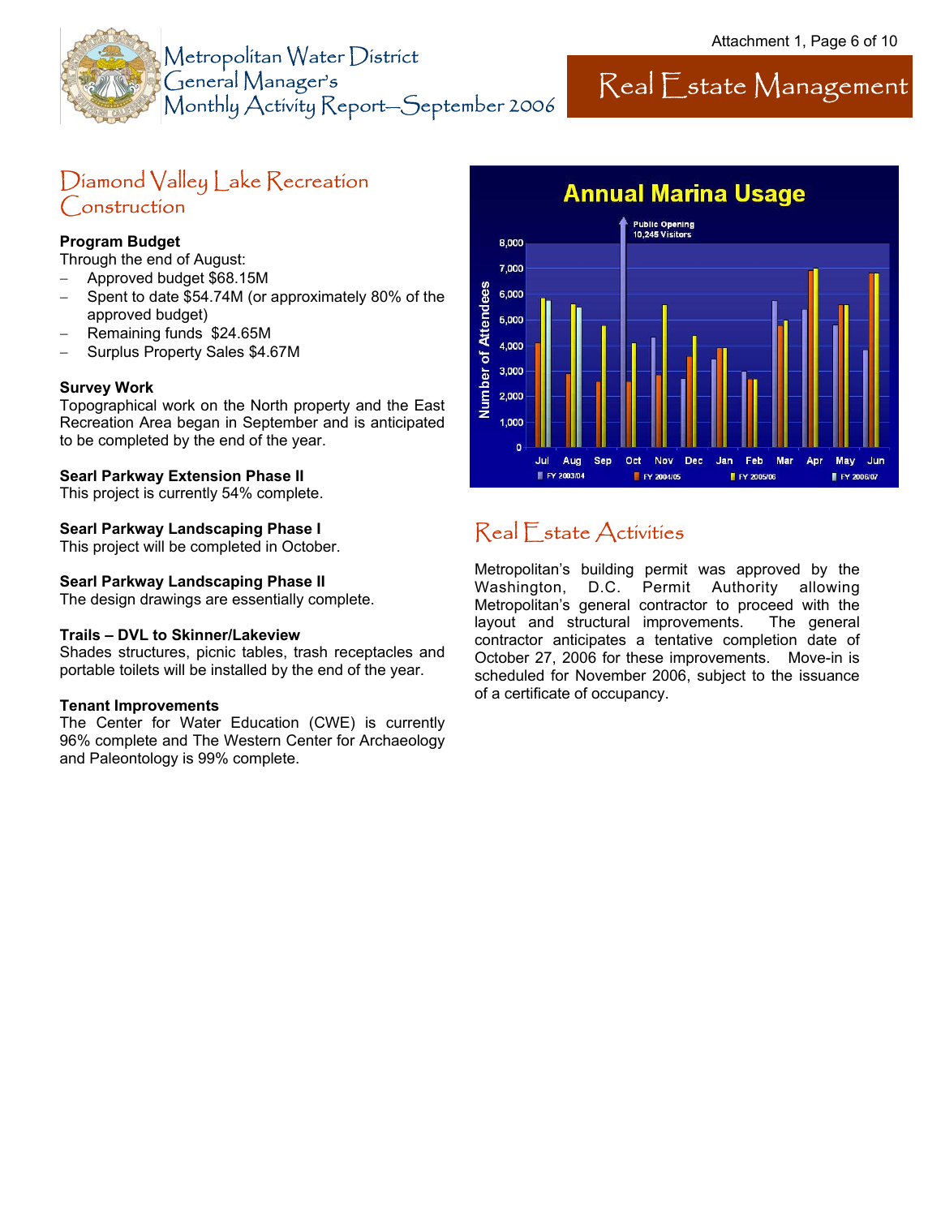# Real Estate Management

## Diamond Valley Lake Recreation Construction

**Program Budget**
Through the end of August:

- Approved budget $68.15M
- Spent to date $54.74M (or approximately 80% of the approved budget)
- Remaining funds $24.65M
- Surplus Property Sales $4.67M

**Survey Work**
Topographical work on the North property and the East Recreation Area began in September and is anticipated to be completed by the end of the year.

**Searl Parkway Extension Phase II**
This project is currently 54% complete.

**Searl Parkway Landscaping Phase I**
This project will be completed in October.

**Searl Parkway Landscaping Phase II**
The design drawings are essentially complete.

**Trails – DVL to Skinner/Lakeview**
Shades structures, picnic tables, trash receptacles and portable toilets will be installed by the end of the year.

**Tenant Improvements**
The Center for Water Education (CWE) is currently 96% complete and The Western Center for Archaeology and Paleontology is 99% complete.

**Annual Marina Usage**

Public Opening 10,245 Visitors

Number of Attendees (0–8,000) by month, Jul–Jun; series: FY 2003/04, FY 2004/05, FY 2005/06, FY 2006/07

## Real Estate Activities

Metropolitan's building permit was approved by the Washington, D.C. Permit Authority allowing Metropolitan's general contractor to proceed with the layout and structural improvements. The general contractor anticipates a tentative completion date of October 27, 2006 for these improvements. Move-in is scheduled for November 2006, subject to the issuance of a certificate of occupancy.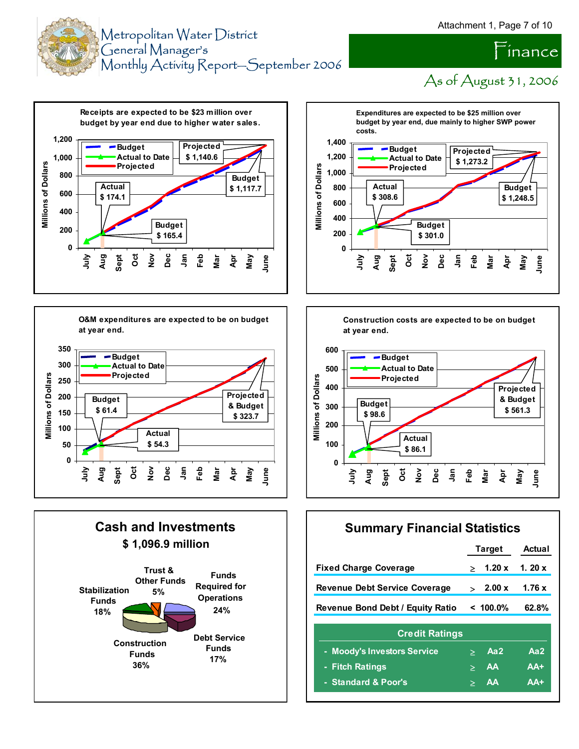# Metropolitan Water District General Manager's Monthly Activity Report—September 2006

## Finance

### As of August 31, 2006

**Receipts are expected to be $23 million over budget by year end due to higher water sales.**

- Budget / Actual to Date / Projected
- Projected $ 1,140.6
- Budget $ 1,117.7
- Actual $ 174.1
- Budget $ 165.4

Millions of Dollars: 0, 200, 400, 600, 800, 1,000, 1,200

July, Aug, Sept, Oct, Nov, Dec, Jan, Feb, Mar, Apr, May, June

**Expenditures are expected to be $25 million over budget by year end, due mainly to higher SWP power costs.**

- Budget / Actual to Date / Projected
- Projected $ 1,273.2
- Budget $ 1,248.5
- Actual $ 308.6
- Budget $ 301.0

Millions of Dollars: 0, 200, 400, 600, 800, 1,000, 1,200, 1,400

July, Aug, Sept, Oct, Nov, Dec, Jan, Feb, Mar, Apr, May, June

**O&M expenditures are expected to be on budget at year end.**

- Budget / Actual to Date / Projected
- Budget $ 61.4
- Projected & Budget $ 323.7
- Actual $ 54.3

Millions of Dollars: 0, 50, 100, 150, 200, 250, 300, 350

July, Aug, Sept, Oct, Nov, Dec, Jan, Feb, Mar, Apr, May, June

**Construction costs are expected to be on budget at year end.**

- Budget / Actual to Date / Projected
- Projected & Budget $ 561.3
- Budget $ 98.6
- Actual $ 86.1

Millions of Dollars: 0, 100, 200, 300, 400, 500, 600

July, Aug, Sept, Oct, Nov, Dec, Jan, Feb, Mar, Apr, May, June

## Cash and Investments

### $ 1,096.9 million

- Trust & Other Funds 5%
- Funds Required for Operations 24%
- Debt Service Funds 17%
- Construction Funds 36%
- Stabilization Funds 18%

## Summary Financial Statistics

| | | Target | Actual |
|---|---|---|---|
| Fixed Charge Coverage | ≥ | 1.20 x | 1. 20 x |
| Revenue Debt Service Coverage | > | 2.00 x | 1.76 x |
| Revenue Bond Debt / Equity Ratio | < | 100.0% | 62.8% |

**Credit Ratings**

| | | Target | Actual |
|---|---|---|---|
| - Moody's Investors Service | ≥ | Aa2 | Aa2 |
| - Fitch Ratings | ≥ | AA | AA+ |
| - Standard & Poor's | ≥ | AA | AA+ |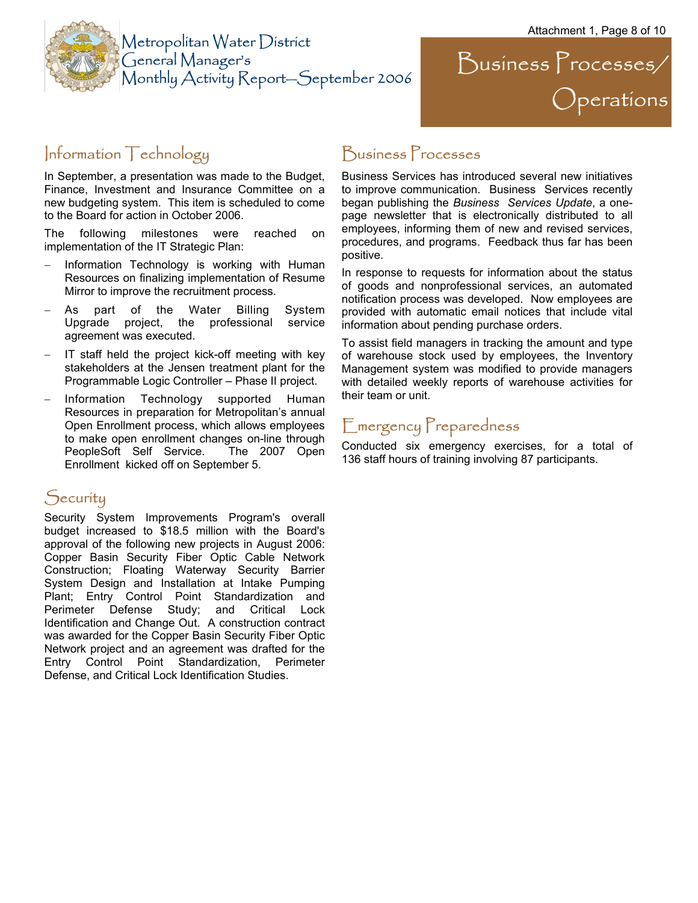# Business Processes/ Operations

## Information Technology

In September, a presentation was made to the Budget, Finance, Investment and Insurance Committee on a new budgeting system. This item is scheduled to come to the Board for action in October 2006.

The following milestones were reached on implementation of the IT Strategic Plan:

- Information Technology is working with Human Resources on finalizing implementation of Resume Mirror to improve the recruitment process.
- As part of the Water Billing System Upgrade project, the professional service agreement was executed.
- IT staff held the project kick-off meeting with key stakeholders at the Jensen treatment plant for the Programmable Logic Controller – Phase II project.
- Information Technology supported Human Resources in preparation for Metropolitan's annual Open Enrollment process, which allows employees to make open enrollment changes on-line through PeopleSoft Self Service. The 2007 Open Enrollment kicked off on September 5.

## Security

Security System Improvements Program's overall budget increased to $18.5 million with the Board's approval of the following new projects in August 2006: Copper Basin Security Fiber Optic Cable Network Construction; Floating Waterway Security Barrier System Design and Installation at Intake Pumping Plant; Entry Control Point Standardization and Perimeter Defense Study; and Critical Lock Identification and Change Out. A construction contract was awarded for the Copper Basin Security Fiber Optic Network project and an agreement was drafted for the Entry Control Point Standardization, Perimeter Defense, and Critical Lock Identification Studies.

## Business Processes

Business Services has introduced several new initiatives to improve communication. Business Services recently began publishing the *Business Services Update*, a one-page newsletter that is electronically distributed to all employees, informing them of new and revised services, procedures, and programs. Feedback thus far has been positive.

In response to requests for information about the status of goods and nonprofessional services, an automated notification process was developed. Now employees are provided with automatic email notices that include vital information about pending purchase orders.

To assist field managers in tracking the amount and type of warehouse stock used by employees, the Inventory Management system was modified to provide managers with detailed weekly reports of warehouse activities for their team or unit.

## Emergency Preparedness

Conducted six emergency exercises, for a total of 136 staff hours of training involving 87 participants.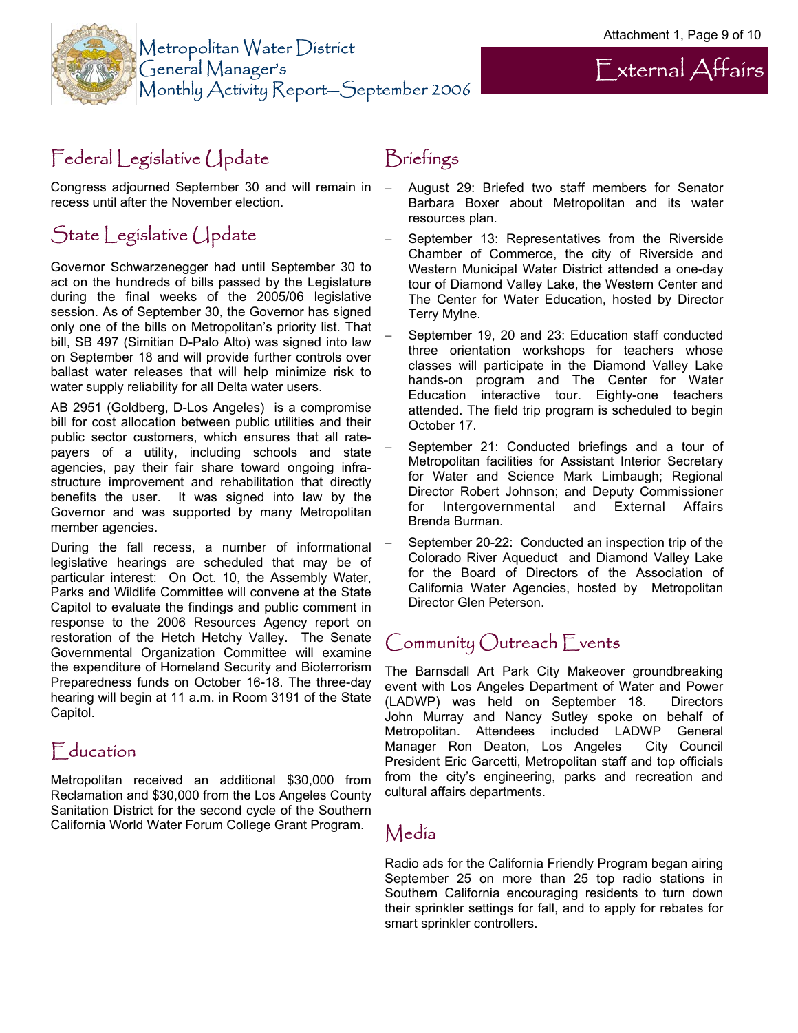# External Affairs

## Federal Legislative Update

Congress adjourned September 30 and will remain in recess until after the November election.

## State Legislative Update

Governor Schwarzenegger had until September 30 to act on the hundreds of bills passed by the Legislature during the final weeks of the 2005/06 legislative session. As of September 30, the Governor has signed only one of the bills on Metropolitan's priority list. That bill, SB 497 (Simitian D-Palo Alto) was signed into law on September 18 and will provide further controls over ballast water releases that will help minimize risk to water supply reliability for all Delta water users.

AB 2951 (Goldberg, D-Los Angeles) is a compromise bill for cost allocation between public utilities and their public sector customers, which ensures that all rate-payers of a utility, including schools and state agencies, pay their fair share toward ongoing infra-structure improvement and rehabilitation that directly benefits the user. It was signed into law by the Governor and was supported by many Metropolitan member agencies.

During the fall recess, a number of informational legislative hearings are scheduled that may be of particular interest: On Oct. 10, the Assembly Water, Parks and Wildlife Committee will convene at the State Capitol to evaluate the findings and public comment in response to the 2006 Resources Agency report on restoration of the Hetch Hetchy Valley. The Senate Governmental Organization Committee will examine the expenditure of Homeland Security and Bioterrorism Preparedness funds on October 16-18. The three-day hearing will begin at 11 a.m. in Room 3191 of the State Capitol.

## Education

Metropolitan received an additional $30,000 from Reclamation and $30,000 from the Los Angeles County Sanitation District for the second cycle of the Southern California World Water Forum College Grant Program.

## Briefings

- August 29: Briefed two staff members for Senator Barbara Boxer about Metropolitan and its water resources plan.
- September 13: Representatives from the Riverside Chamber of Commerce, the city of Riverside and Western Municipal Water District attended a one-day tour of Diamond Valley Lake, the Western Center and The Center for Water Education, hosted by Director Terry Mylne.
- September 19, 20 and 23: Education staff conducted three orientation workshops for teachers whose classes will participate in the Diamond Valley Lake hands-on program and The Center for Water Education interactive tour. Eighty-one teachers attended. The field trip program is scheduled to begin October 17.
- September 21: Conducted briefings and a tour of Metropolitan facilities for Assistant Interior Secretary for Water and Science Mark Limbaugh; Regional Director Robert Johnson; and Deputy Commissioner for Intergovernmental and External Affairs Brenda Burman.
- September 20-22: Conducted an inspection trip of the Colorado River Aqueduct and Diamond Valley Lake for the Board of Directors of the Association of California Water Agencies, hosted by Metropolitan Director Glen Peterson.

## Community Outreach Events

The Barnsdall Art Park City Makeover groundbreaking event with Los Angeles Department of Water and Power (LADWP) was held on September 18. Directors John Murray and Nancy Sutley spoke on behalf of Metropolitan. Attendees included LADWP General Manager Ron Deaton, Los Angeles City Council President Eric Garcetti, Metropolitan staff and top officials from the city's engineering, parks and recreation and cultural affairs departments.

## Media

Radio ads for the California Friendly Program began airing September 25 on more than 25 top radio stations in Southern California encouraging residents to turn down their sprinkler settings for fall, and to apply for rebates for smart sprinkler controllers.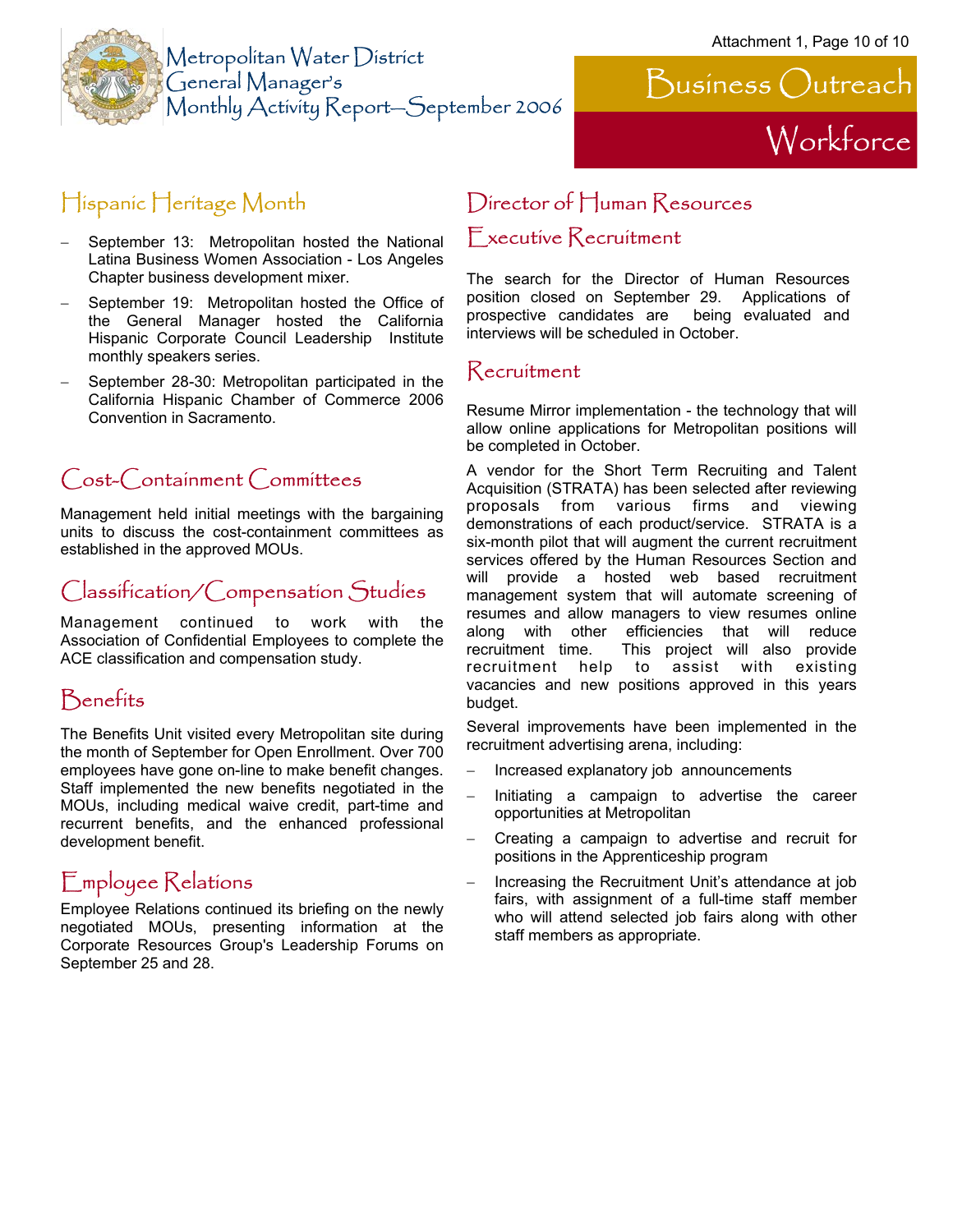# Metropolitan Water District General Manager's Monthly Activity Report—September 2006

# Business Outreach

# Workforce

## Hispanic Heritage Month

- September 13: Metropolitan hosted the National Latina Business Women Association - Los Angeles Chapter business development mixer.
- September 19: Metropolitan hosted the Office of the General Manager hosted the California Hispanic Corporate Council Leadership Institute monthly speakers series.
- September 28-30: Metropolitan participated in the California Hispanic Chamber of Commerce 2006 Convention in Sacramento.

## Cost-Containment Committees

Management held initial meetings with the bargaining units to discuss the cost-containment committees as established in the approved MOUs.

## Classification/Compensation Studies

Management continued to work with the Association of Confidential Employees to complete the ACE classification and compensation study.

## Benefits

The Benefits Unit visited every Metropolitan site during the month of September for Open Enrollment. Over 700 employees have gone on-line to make benefit changes. Staff implemented the new benefits negotiated in the MOUs, including medical waive credit, part-time and recurrent benefits, and the enhanced professional development benefit.

## Employee Relations

Employee Relations continued its briefing on the newly negotiated MOUs, presenting information at the Corporate Resources Group's Leadership Forums on September 25 and 28.

## Director of Human Resources

## Executive Recruitment

The search for the Director of Human Resources position closed on September 29. Applications of prospective candidates are being evaluated and interviews will be scheduled in October.

## Recruitment

Resume Mirror implementation - the technology that will allow online applications for Metropolitan positions will be completed in October.

A vendor for the Short Term Recruiting and Talent Acquisition (STRATA) has been selected after reviewing proposals from various firms and viewing demonstrations of each product/service. STRATA is a six-month pilot that will augment the current recruitment services offered by the Human Resources Section and will provide a hosted web based recruitment management system that will automate screening of resumes and allow managers to view resumes online along with other efficiencies that will reduce recruitment time. This project will also provide recruitment help to assist with existing vacancies and new positions approved in this years budget.

Several improvements have been implemented in the recruitment advertising arena, including:

- Increased explanatory job announcements
- Initiating a campaign to advertise the career opportunities at Metropolitan
- Creating a campaign to advertise and recruit for positions in the Apprenticeship program
- Increasing the Recruitment Unit's attendance at job fairs, with assignment of a full-time staff member who will attend selected job fairs along with other staff members as appropriate.